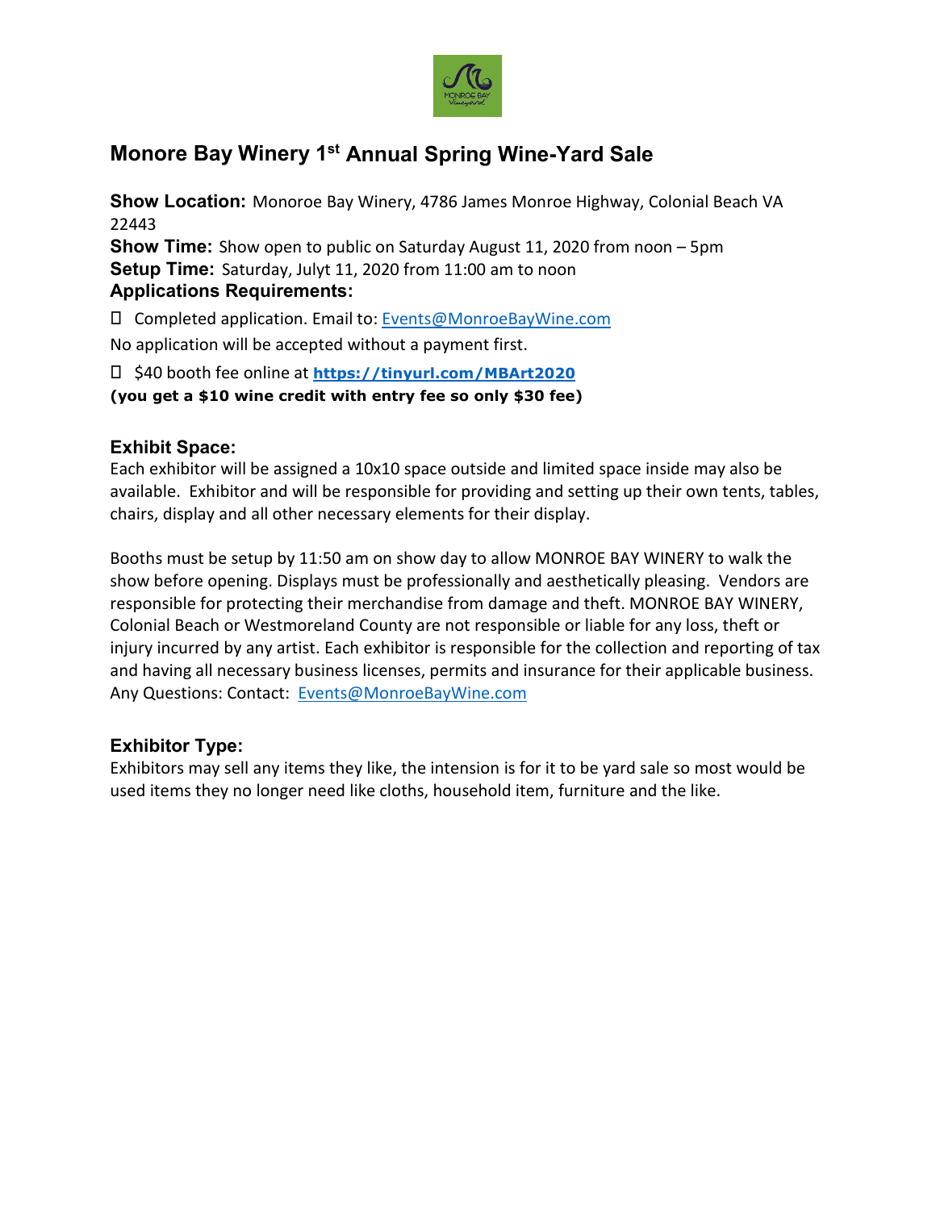# Monore Bay Winery 1st Annual Spring Wine-Yard Sale

**Show Location:** Monoroe Bay Winery, 4786 James Monroe Highway, Colonial Beach VA 22443

**Show Time:** Show open to public on Saturday August 11, 2020 from noon – 5pm

**Setup Time:** Saturday, Julyt 11, 2020 from 11:00 am to noon

**Applications Requirements:**

- Completed application. Email to: Events@MonroeBayWine.com

No application will be accepted without a payment first.

- $40 booth fee online at **https://tinyurl.com/MBArt2020**

**(you get a $10 wine credit with entry fee so only $30 fee)**

### Exhibit Space:

Each exhibitor will be assigned a 10x10 space outside and limited space inside may also be available. Exhibitor and will be responsible for providing and setting up their own tents, tables, chairs, display and all other necessary elements for their display.

Booths must be setup by 11:50 am on show day to allow MONROE BAY WINERY to walk the show before opening. Displays must be professionally and aesthetically pleasing. Vendors are responsible for protecting their merchandise from damage and theft. MONROE BAY WINERY, Colonial Beach or Westmoreland County are not responsible or liable for any loss, theft or injury incurred by any artist. Each exhibitor is responsible for the collection and reporting of tax and having all necessary business licenses, permits and insurance for their applicable business. Any Questions: Contact: Events@MonroeBayWine.com

### Exhibitor Type:

Exhibitors may sell any items they like, the intension is for it to be yard sale so most would be used items they no longer need like cloths, household item, furniture and the like.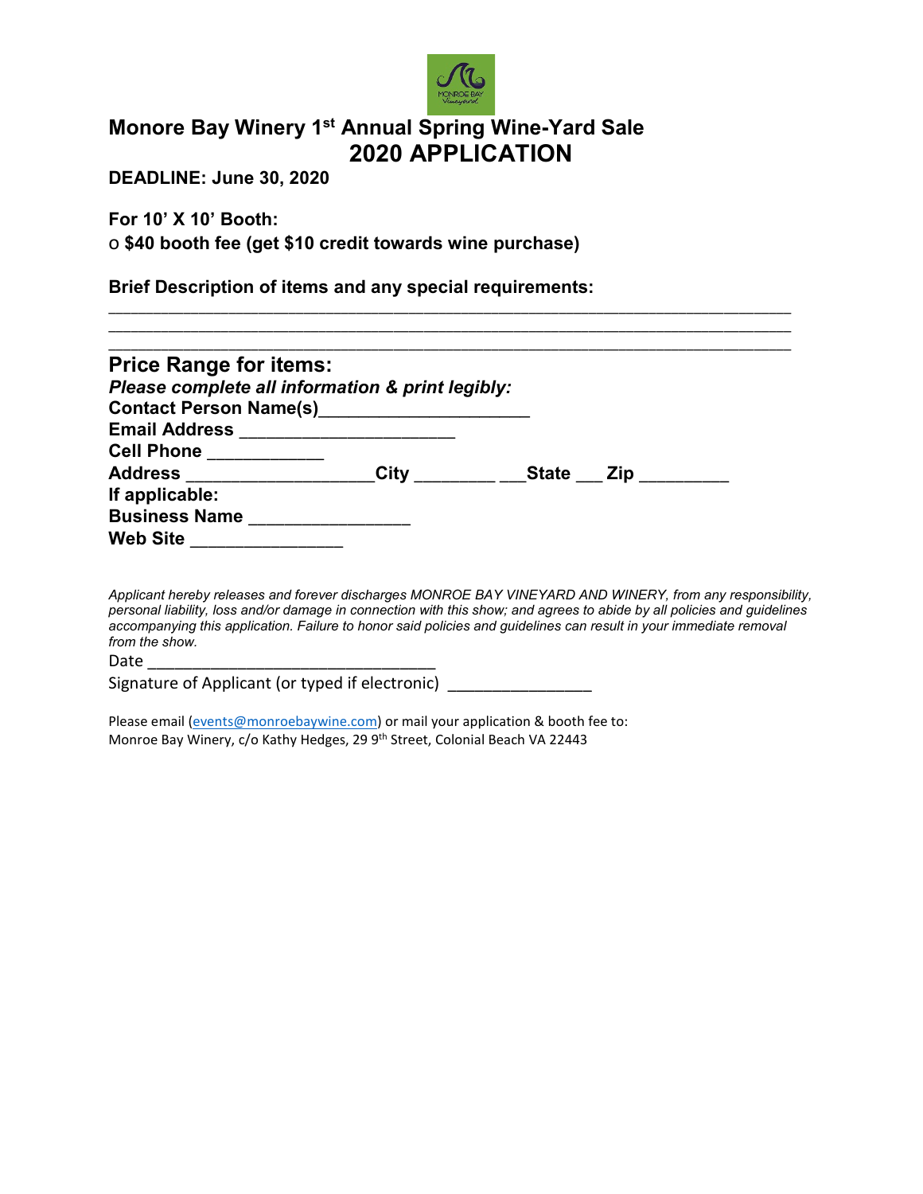# Monore Bay Winery 1st Annual Spring Wine-Yard Sale

## 2020 APPLICATION

**DEADLINE: June 30, 2020**

**For 10' X 10' Booth:**

o **$40 booth fee (get $10 credit towards wine purchase)**

**Brief Description of items and any special requirements:**

___________________________________________________________________________
___________________________________________________________________________
___________________________________________________________________________

## Price Range for items:

***Please complete all information & print legibly:***

**Contact Person Name(s)**_____________________

**Email Address** _____________________

**Cell Phone** ___________

**Address** __________________**City** ________ ___**State** ___ **Zip** ________

**If applicable:**

**Business Name** _______________

**Web Site** _______________

*Applicant hereby releases and forever discharges MONROE BAY VINEYARD AND WINERY, from any responsibility, personal liability, loss and/or damage in connection with this show; and agrees to abide by all policies and guidelines accompanying this application. Failure to honor said policies and guidelines can result in your immediate removal from the show.*

Date ______________________________

Signature of Applicant (or typed if electronic) _______________

Please email (events@monroebaywine.com) or mail your application & booth fee to:
Monroe Bay Winery, c/o Kathy Hedges, 29 9th Street, Colonial Beach VA 22443